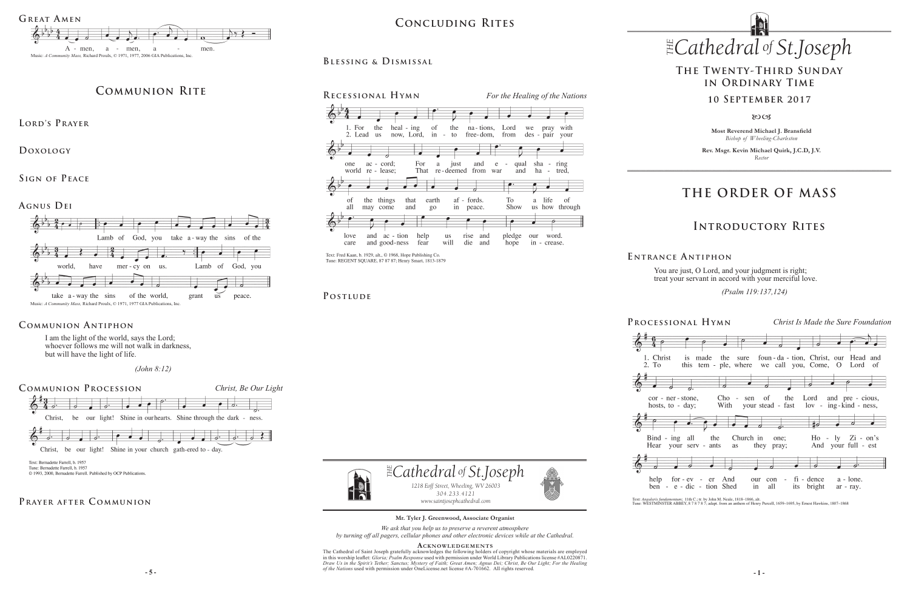## Great Amen

A - men, a - men, a - men.

Music: *A Community Mass,* Richard Proulx, © 1971, 1977, 2006 GIA Publications, Inc.

# Communion Rite

## Lord's Prayer

## Doxology

## Sign of Peace

## Agnus Dei

Lamb of God, you take a-way the sins of the world, have mer-cy on us. Lamb of God, you take a-way the sins of the world, grant us peace.

Music: *A Community Mass,* Richard Proulx, © 1971, 1977 GIA Publications, Inc.

## Communion Antiphon

I am the light of the world, says the Lord;
whoever follows me will not walk in darkness,
but will have the light of life.

*(John 8:12)*

## Communion Procession

*Christ, Be Our Light*

Christ, be our light! Shine in our hearts. Shine through the dark - ness. Christ, be our light! Shine in your church gath-ered to - day.

Text: Bernadette Farrell, b. 1957
Tune: Bernadette Farrell, b. 1957
© 1993, 2000, Bernadette Farrell. Published by OCP Publications.

## Prayer after Communion

# Concluding Rites

## Blessing & Dismissal

## Recessional Hymn

*For the Healing of the Nations*

1. For the heal - ing of the na - tions, Lord we pray with one ac - cord; For a just and e - qual sha - ring of the things that earth af - fords. To a life of love and ac - tion help us rise and pledge our word.
2. Lead us now, Lord, in - to free - dom, from des - pair your world re - lease; That re - deemed from war and ha - tred, all may come and go in peace. Show us how through care and good - ness fear will die and hope in - crease.

Text: Fred Kaan, b. 1929, alt., © 1968, Hope Publishing Co.
Tune: REGENT SQUARE, 87 87 87; Henry Smart, 1813-1879

## Postlude

*The Cathedral of St. Joseph*
1218 Eoff Street, Wheeling, WV 26003
304.233.4121
www.saintjosephcathedral.com

**Mr. Tyler J. Greenwood, Associate Organist**

*We ask that you help us to preserve a reverent atmosphere by turning off all pagers, cellular phones and other electronic devices while at the Cathedral.*

**Acknowledgements**

The Cathedral of Saint Joseph gratefully acknowledges the following holders of copyright whose materials are employed in this worship leaflet: *Gloria; Psalm Response* used with permission under World Library Publications license #AL0220871. *Draw Us in the Spirit's Tether; Sanctus; Mystery of Faith; Great Amen; Agnus Dei; Christ, Be Our Light; For the Healing of the Nations* used with permission under OneLicense.net license #A-701662. All rights reserved.

*The Cathedral of St. Joseph*

# The Twenty-Third Sunday in Ordinary Time

## 10 September 2017

**Most Reverend Michael J. Bransfield**
*Bishop of Wheeling-Charleston*

**Rev. Msgr. Kevin Michael Quirk, J.C.D, J.V.**
*Rector*

# The Order of Mass

# Introductory Rites

## Entrance Antiphon

You are just, O Lord, and your judgment is right;
treat your servant in accord with your merciful love.

*(Psalm 119:137,124)*

## Processional Hymn

*Christ Is Made the Sure Foundation*

1. Christ is made the sure foun - da - tion, Christ, our Head and cor - ner - stone, Cho - sen of the Lord and pre - cious, Bind - ing all the Church in one; Ho - ly Zi - on's help for - ev - er And our con - fi - dence a - lone.
2. To this tem - ple, where we call you, Come, O Lord of hosts, to - day; With your stead - fast lov - ing - kind - ness, Hear your serv - ants as they pray; And your full - est ben - e - dic - tion Shed in all its bright ar - ray.

Text: *Angularis fundamentum;* 11th C.; tr. by John M. Neale, 1818–1866, alt.
Tune: WESTMINSTER ABBEY, 8 7 8 7 8 7; adapt. from an anthem of Henry Purcell, 1659–1695, by Ernest Hawkins, 1807–1868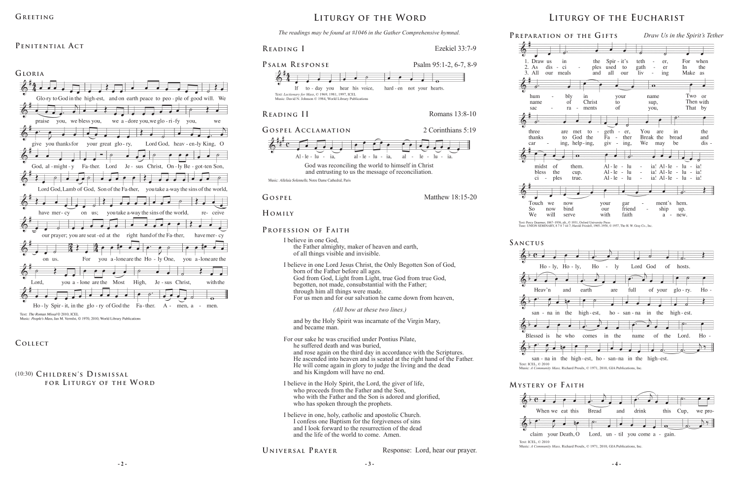## Greeting

## Penitential Act

## Gloria

Glo-ry to God in the high-est, and on earth peace to peo-ple of good will. We praise you, we bless you, we a-dore you, we glo-ri-fy you, we give you thanks for your great glo-ry, Lord God, heav-en-ly King, O God, al-might-y Fa-ther. Lord Je-sus Christ, On-ly Be-got-ten Son, Lord God, Lamb of God, Son of the Fa-ther, you take a-way the sins of the world, have mer-cy on us; you take a-way the sins of the world, re-ceive our prayer; you are seat-ed at the right hand of the Fa-ther, have mer-cy on us. For you a-lone are the Ho-ly One, you a-lone are the Lord, you a-lone are the Most High, Je-sus Christ, with the Ho-ly Spir-it, in the glo-ry of God the Fa-ther. A-men, a-men.

Text: *The Roman Missal* © 2010, ICEL
Music: *People's Mass*, Jan M. Vermulst, © 1970, 2010, World Library Publications

## Collect

## (10:30) Children's Dismissal for Liturgy of the Word

# Liturgy of the Word

*The readings may be found at #1046 in the Gather Comprehensive hymnal.*

## Reading I

Ezekiel 33:7-9

## Psalm Response

Psalm 95:1-2, 6-7, 8-9

If to-day you hear his voice, hard-en not your hearts.

Text: *Lectionary for Mass*, © 1969, 1981, 1997, ICEL
Music: David N. Johnson © 1984, World Library Publications

## Reading II

Romans 13:8-10

## Gospel Acclamation

2 Corinthians 5:19

Al-le-lu-ia, al-le-lu-ia, al-le-lu-ia.

God was reconciling the world to himself in Christ
and entrusting to us the message of reconciliation.

Music: *Alleluia Solemnelle*, Notre Dame Cathedral, Paris

## Gospel

Matthew 18:15-20

## Homily

## Profession of Faith

I believe in one God,
the Father almighty, maker of heaven and earth,
of all things visible and invisible.

I believe in one Lord Jesus Christ, the Only Begotten Son of God,
born of the Father before all ages.
God from God, Light from Light, true God from true God,
begotten, not made, consubstantial with the Father;
through him all things were made.
For us men and for our salvation he came down from heaven,

*(All bow at these two lines.)*

and by the Holy Spirit was incarnate of the Virgin Mary,
and became man.

For our sake he was crucified under Pontius Pilate,
he suffered death and was buried,
and rose again on the third day in accordance with the Scriptures.
He ascended into heaven and is seated at the right hand of the Father.
He will come again in glory to judge the living and the dead
and his Kingdom will have no end.

I believe in the Holy Spirit, the Lord, the giver of life,
who proceeds from the Father and the Son,
who with the Father and the Son is adored and glorified,
who has spoken through the prophets.

I believe in one, holy, catholic and apostolic Church.
I confess one Baptism for the forgiveness of sins
and I look forward to the resurrection of the dead
and the life of the world to come. Amen.

## Universal Prayer

Response: Lord, hear our prayer.

# Liturgy of the Eucharist

## Preparation of the Gifts

*Draw Us in the Spirit's Tether*

1. Draw us in the Spir-it's teth-er, For when hum-bly in your name Two or three are met to-geth-er, You are in the midst of them. Al-le-lu-ia! Al-le-lu-ia! Touch we now your gar-ment's hem.

2. As dis-ci-ples used to gath-er In the name of Christ to sup, Then with thanks to God the Fa-ther Break the bread and bless the cup. Al-le-lu-ia! Al-le-lu-ia! So now bind our friend-ship up.

3. All our meals and all our liv-ing Make as sac-ra-ments of you, That by car-ing, help-ing, giv-ing, We may be dis-ci-ples true. Al-le-lu-ia! Al-le-lu-ia! We will serve with faith a-new.

Text: Percy Dearmer, 1867–1936, alt., © 1931, Oxford University Press
Tune: UNION SEMINARY, 8 7 8 7 4 4 7; Harold Friedell, 1905–1958, © 1957, The H. W. Gray Co., Inc.

## Sanctus

Ho-ly, Ho-ly, Ho-ly Lord God of hosts. Heav'n and earth are full of your glo-ry. Ho-san-na in the high-est, ho-san-na in the high-est. Blessed is he who comes in the name of the Lord. Ho-san-na in the high-est, ho-san-na in the high-est.

Text: ICEL, © 2010
Music: *A Community Mass*, Richard Proulx, © 1971, 2010, GIA Publications, Inc.

## Mystery of Faith

When we eat this Bread and drink this Cup, we pro-claim your Death, O Lord, un-til you come a-gain.

Text: ICEL, © 2010
Music: *A Community Mass*, Richard Proulx, © 1971, 2010, GIA Publications, Inc.